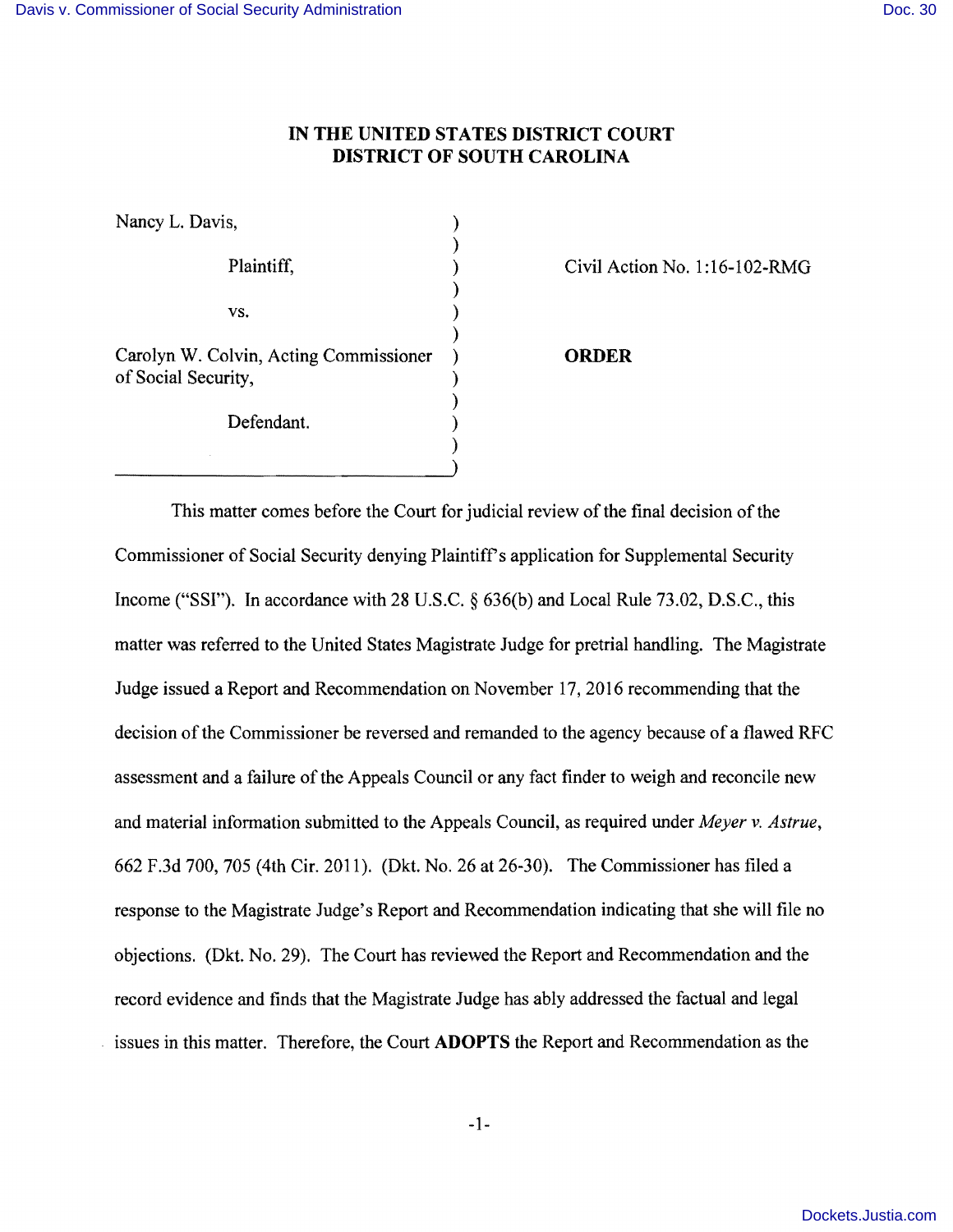# IN THE UNITED STATES DISTRICT COURT
# DISTRICT OF SOUTH CAROLINA

| | | |
|---|---|---|
| Nancy L. Davis, | ) | |
| | ) | |
| Plaintiff, | ) | Civil Action No. 1:16-102-RMG |
| | ) | |
| vs. | ) | |
| | ) | |
| Carolyn W. Colvin, Acting Commissioner of Social Security, | ) | **ORDER** |
| | ) | |
| Defendant. | ) | |
| | ) | |

This matter comes before the Court for judicial review of the final decision of the Commissioner of Social Security denying Plaintiff's application for Supplemental Security Income ("SSI"). In accordance with 28 U.S.C. § 636(b) and Local Rule 73.02, D.S.C., this matter was referred to the United States Magistrate Judge for pretrial handling. The Magistrate Judge issued a Report and Recommendation on November 17, 2016 recommending that the decision of the Commissioner be reversed and remanded to the agency because of a flawed RFC assessment and a failure of the Appeals Council or any fact finder to weigh and reconcile new and material information submitted to the Appeals Council, as required under *Meyer v. Astrue*, 662 F.3d 700, 705 (4th Cir. 2011). (Dkt. No. 26 at 26-30). The Commissioner has filed a response to the Magistrate Judge's Report and Recommendation indicating that she will file no objections. (Dkt. No. 29). The Court has reviewed the Report and Recommendation and the record evidence and finds that the Magistrate Judge has ably addressed the factual and legal issues in this matter. Therefore, the Court **ADOPTS** the Report and Recommendation as the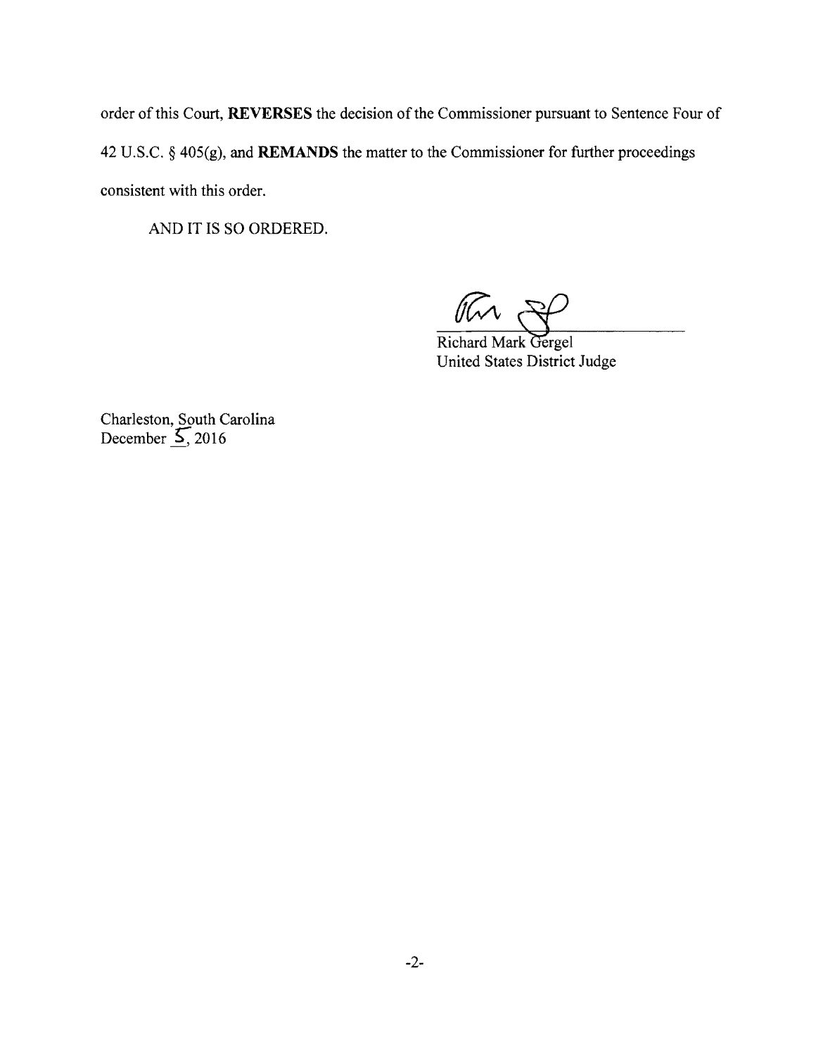order of this Court, **REVERSES** the decision of the Commissioner pursuant to Sentence Four of 42 U.S.C. § 405(g), and **REMANDS** the matter to the Commissioner for further proceedings consistent with this order.

AND IT IS SO ORDERED.

Richard Mark Gergel
United States District Judge

Charleston, South Carolina
December 5, 2016